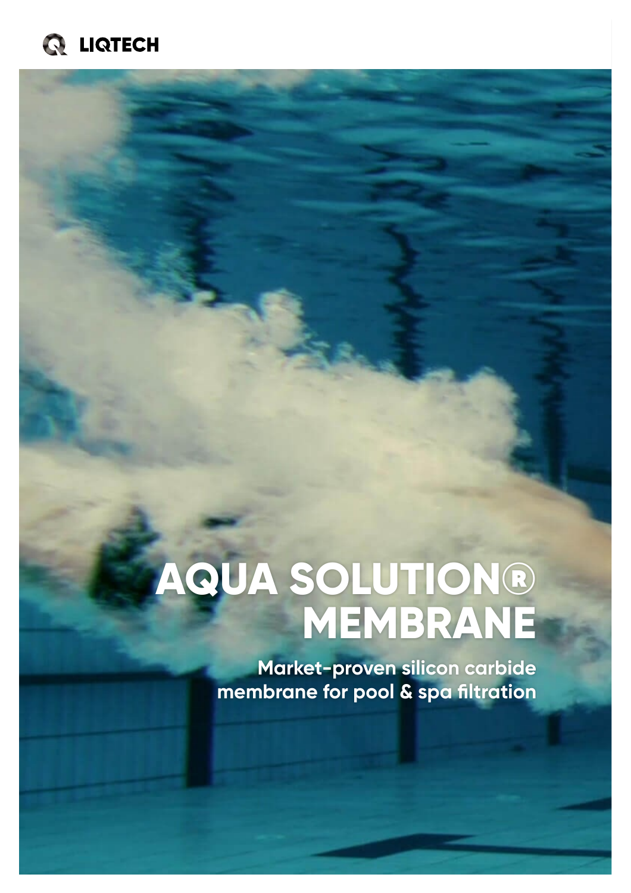LIQTECH

# AQUA SOLUTION® MEMBRANE

## Market-proven silicon carbide membrane for pool & spa filtration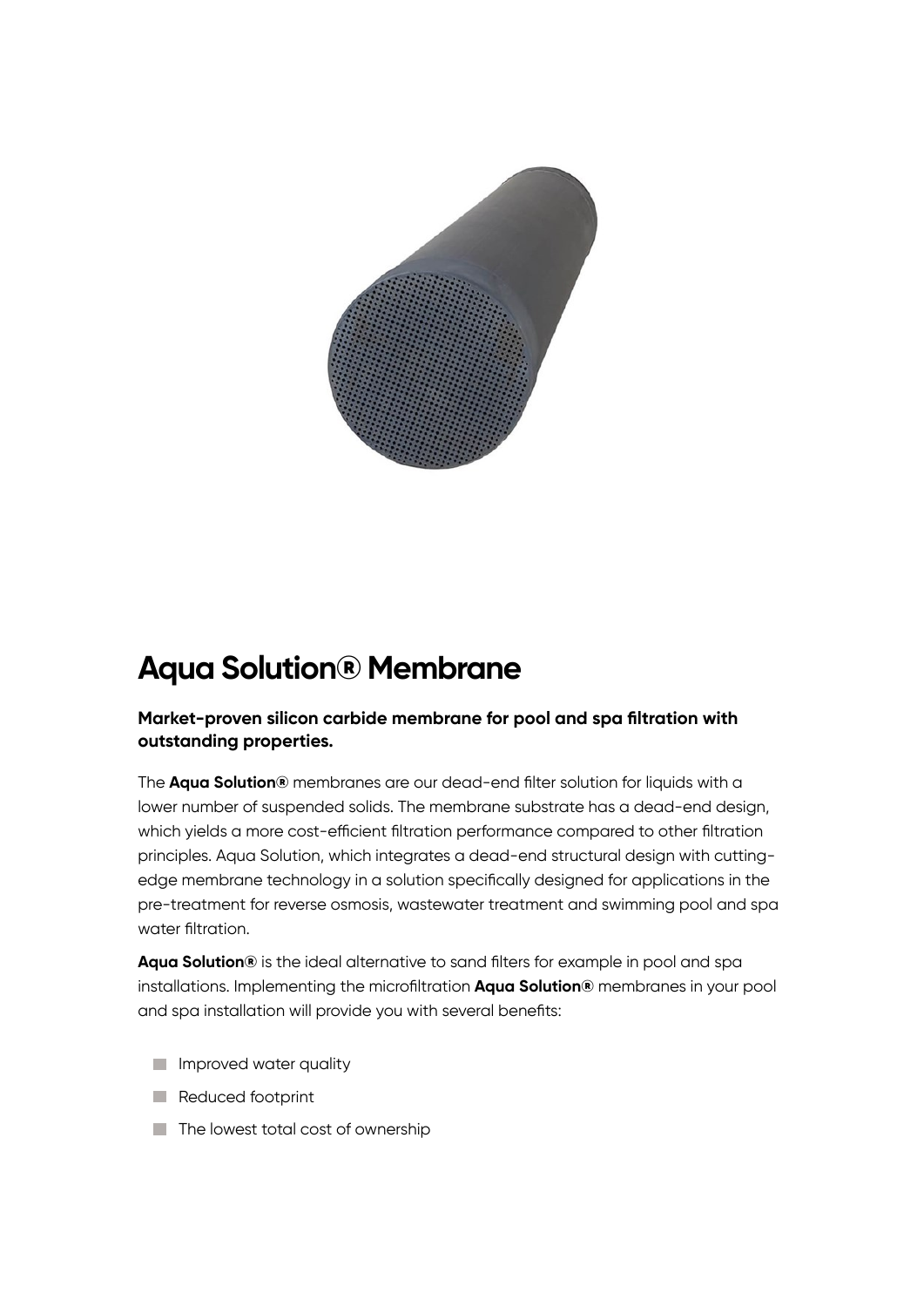# Aqua Solution® Membrane

**Market-proven silicon carbide membrane for pool and spa filtration with outstanding properties.**

The **Aqua Solution®** membranes are our dead-end filter solution for liquids with a lower number of suspended solids. The membrane substrate has a dead-end design, which yields a more cost-efficient filtration performance compared to other filtration principles. Aqua Solution, which integrates a dead-end structural design with cutting-edge membrane technology in a solution specifically designed for applications in the pre-treatment for reverse osmosis, wastewater treatment and swimming pool and spa water filtration.

**Aqua Solution®** is the ideal alternative to sand filters for example in pool and spa installations. Implementing the microfiltration **Aqua Solution®** membranes in your pool and spa installation will provide you with several benefits:

- Improved water quality
- Reduced footprint
- The lowest total cost of ownership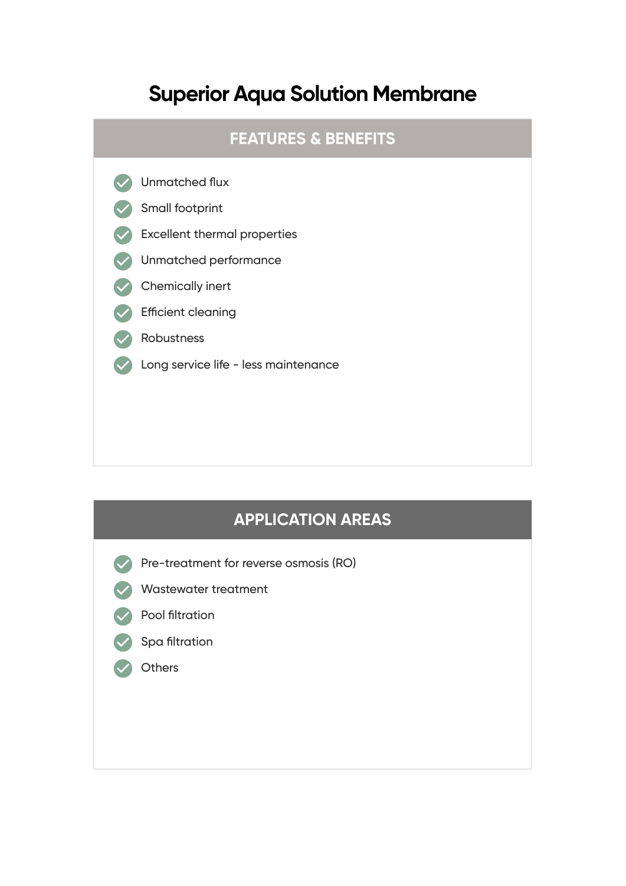# Superior Aqua Solution Membrane

## FEATURES & BENEFITS

- Unmatched flux
- Small footprint
- Excellent thermal properties
- Unmatched performance
- Chemically inert
- Efficient cleaning
- Robustness
- Long service life - less maintenance

## APPLICATION AREAS

- Pre-treatment for reverse osmosis (RO)
- Wastewater treatment
- Pool filtration
- Spa filtration
- Others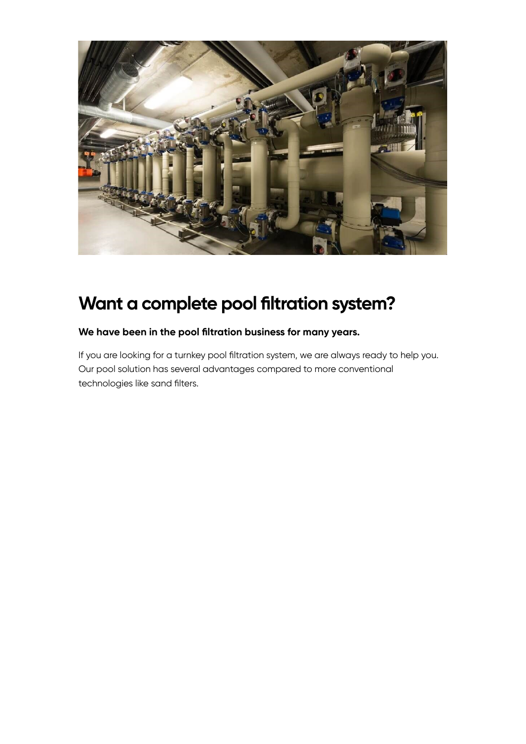## Want a complete pool filtration system?

**We have been in the pool filtration business for many years.**

If you are looking for a turnkey pool filtration system, we are always ready to help you. Our pool solution has several advantages compared to more conventional technologies like sand filters.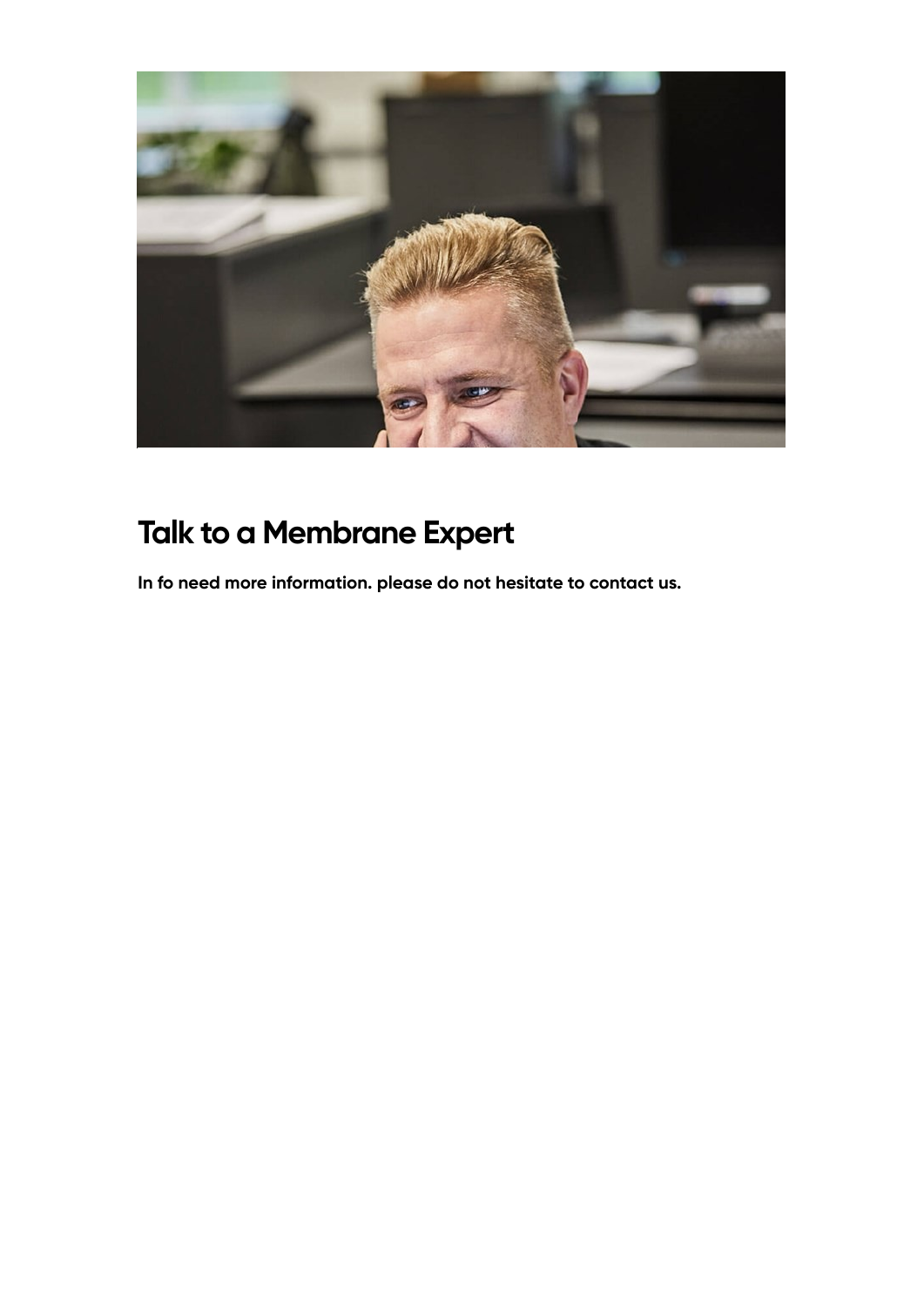# Talk to a Membrane Expert

**In fo need more information. please do not hesitate to contact us.**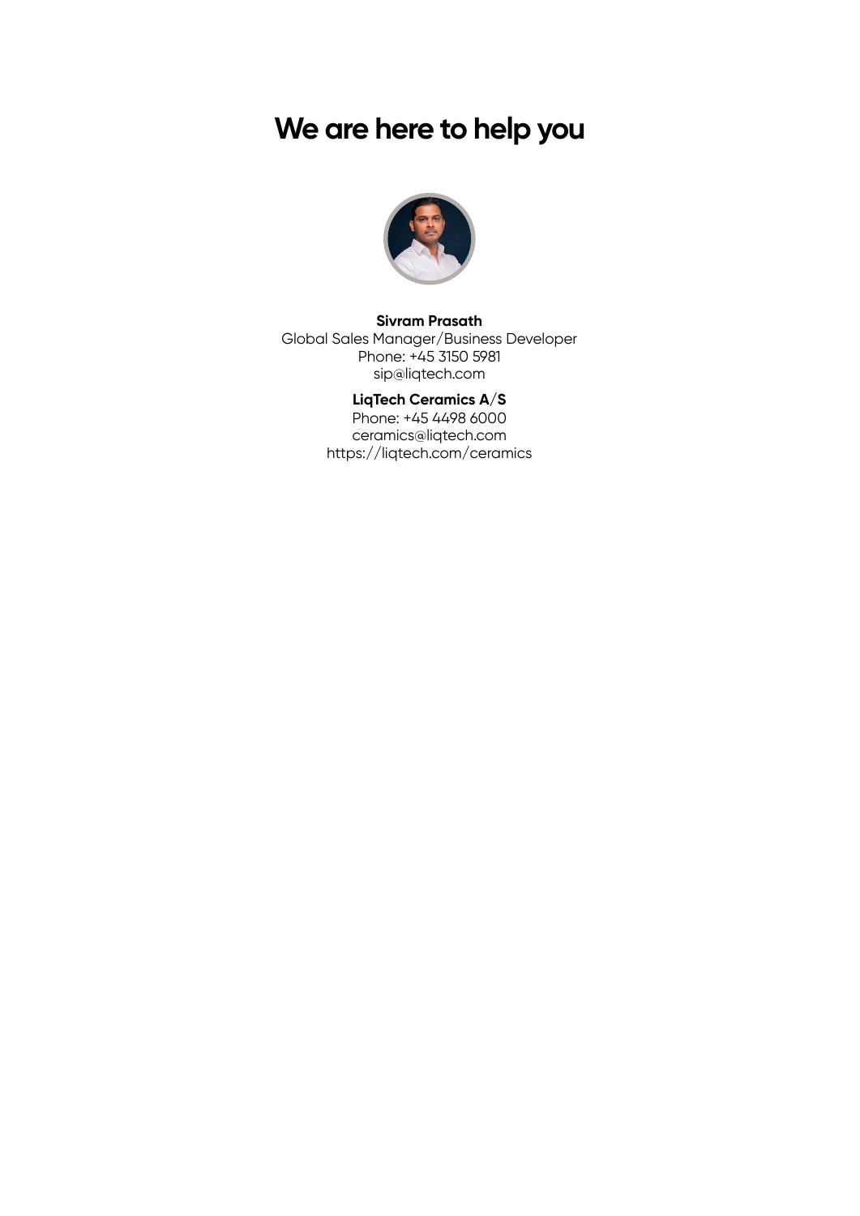# We are here to help you

**Sivram Prasath**
Global Sales Manager/Business Developer
Phone: +45 3150 5981
sip@liqtech.com

**LiqTech Ceramics A/S**
Phone: +45 4498 6000
ceramics@liqtech.com
https://liqtech.com/ceramics